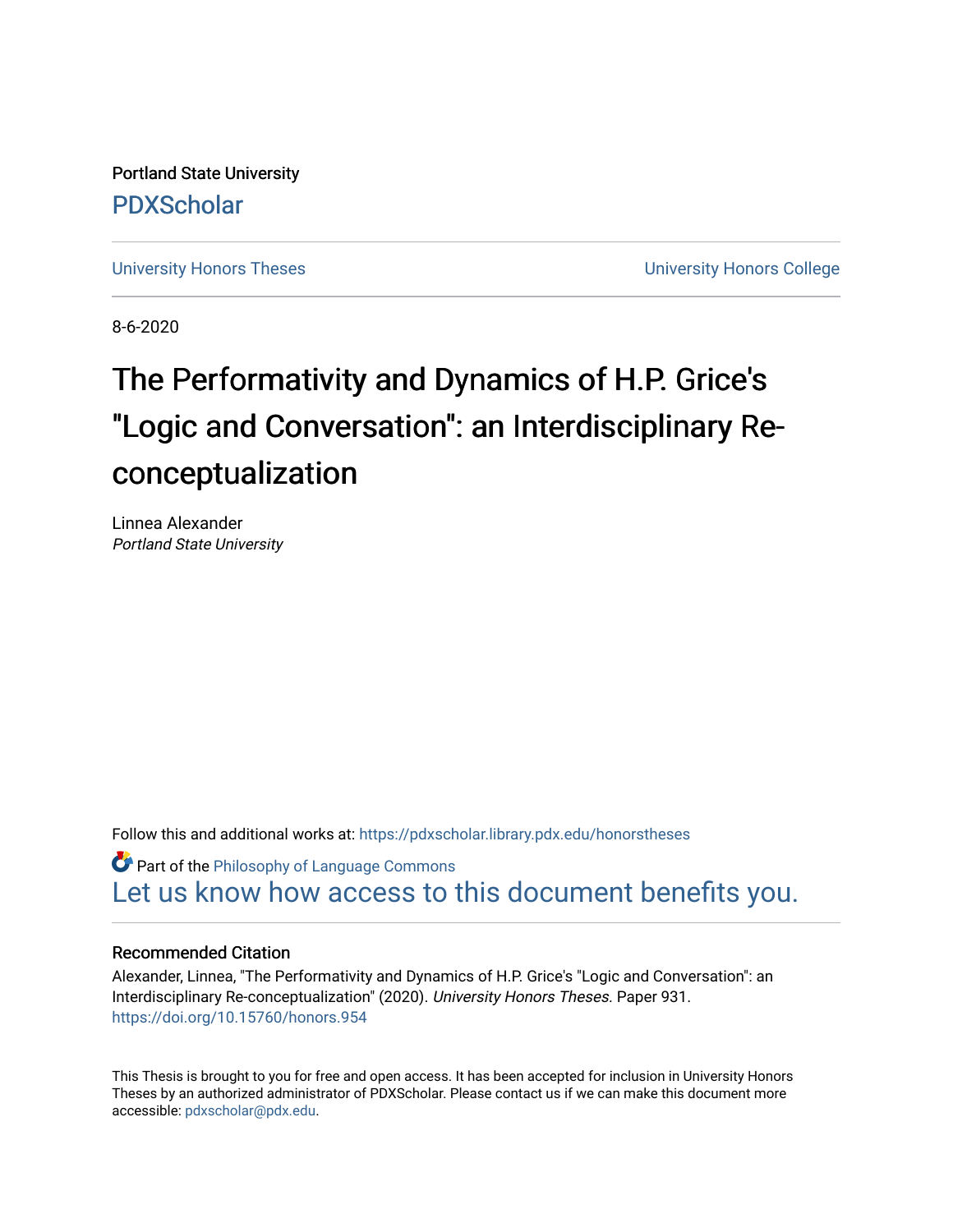Portland State University

PDXScholar

University Honors Theses

University Honors College

8-6-2020

# The Performativity and Dynamics of H.P. Grice's "Logic and Conversation": an Interdisciplinary Re-conceptualization

Linnea Alexander
*Portland State University*

Follow this and additional works at: https://pdxscholar.library.pdx.edu/honorstheses

Part of the Philosophy of Language Commons

Let us know how access to this document benefits you.

### Recommended Citation

Alexander, Linnea, "The Performativity and Dynamics of H.P. Grice's "Logic and Conversation": an Interdisciplinary Re-conceptualization" (2020). *University Honors Theses.* Paper 931.
https://doi.org/10.15760/honors.954

This Thesis is brought to you for free and open access. It has been accepted for inclusion in University Honors Theses by an authorized administrator of PDXScholar. Please contact us if we can make this document more accessible: pdxscholar@pdx.edu.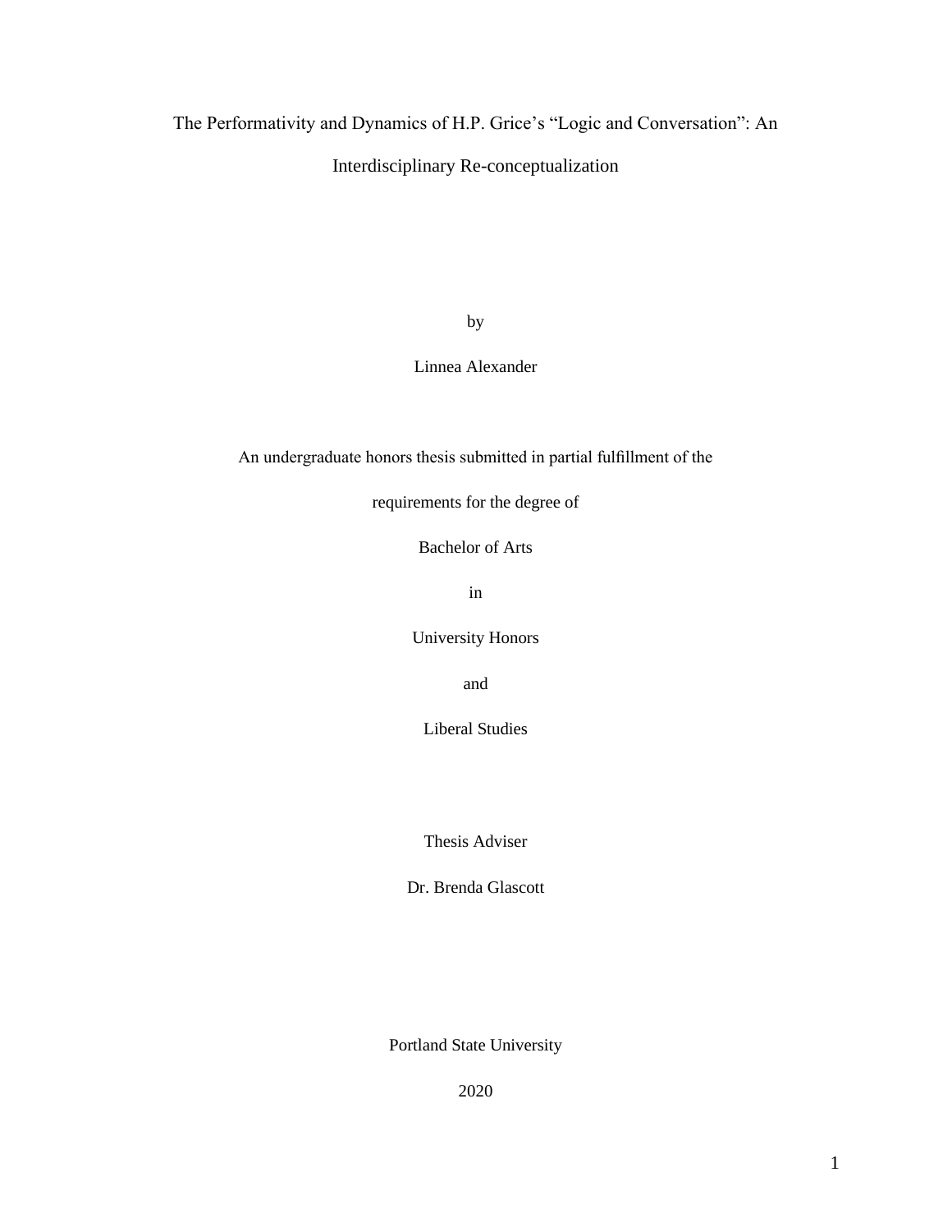# The Performativity and Dynamics of H.P. Grice's "Logic and Conversation": An Interdisciplinary Re-conceptualization

by

Linnea Alexander

An undergraduate honors thesis submitted in partial fulfillment of the

requirements for the degree of

Bachelor of Arts

in

University Honors

and

Liberal Studies

Thesis Adviser

Dr. Brenda Glascott

Portland State University

2020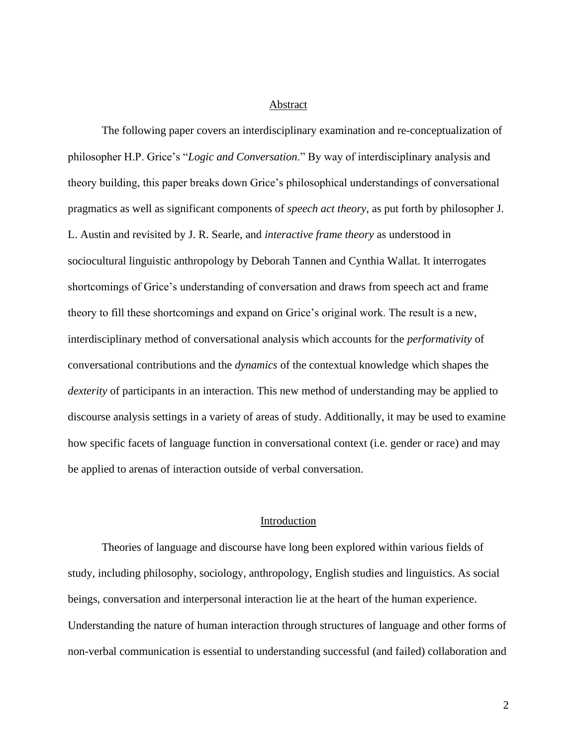## Abstract

The following paper covers an interdisciplinary examination and re-conceptualization of philosopher H.P. Grice's "*Logic and Conversation*." By way of interdisciplinary analysis and theory building, this paper breaks down Grice's philosophical understandings of conversational pragmatics as well as significant components of *speech act theory*, as put forth by philosopher J. L. Austin and revisited by J. R. Searle, and *interactive frame theory* as understood in sociocultural linguistic anthropology by Deborah Tannen and Cynthia Wallat. It interrogates shortcomings of Grice's understanding of conversation and draws from speech act and frame theory to fill these shortcomings and expand on Grice's original work. The result is a new, interdisciplinary method of conversational analysis which accounts for the *performativity* of conversational contributions and the *dynamics* of the contextual knowledge which shapes the *dexterity* of participants in an interaction. This new method of understanding may be applied to discourse analysis settings in a variety of areas of study. Additionally, it may be used to examine how specific facets of language function in conversational context (i.e. gender or race) and may be applied to arenas of interaction outside of verbal conversation.

## Introduction

Theories of language and discourse have long been explored within various fields of study, including philosophy, sociology, anthropology, English studies and linguistics. As social beings, conversation and interpersonal interaction lie at the heart of the human experience. Understanding the nature of human interaction through structures of language and other forms of non-verbal communication is essential to understanding successful (and failed) collaboration and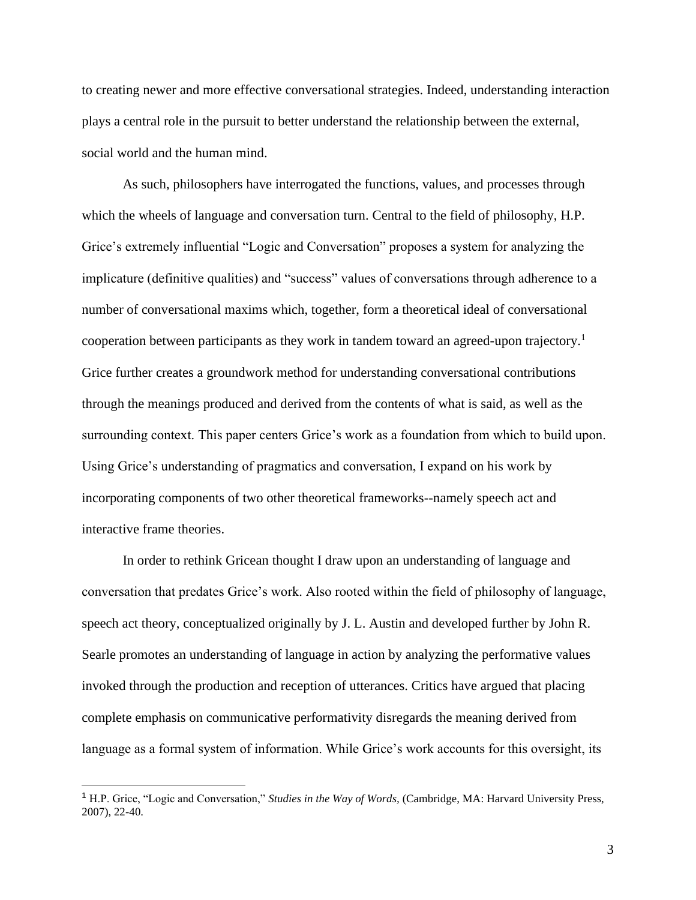to creating newer and more effective conversational strategies. Indeed, understanding interaction plays a central role in the pursuit to better understand the relationship between the external, social world and the human mind.

As such, philosophers have interrogated the functions, values, and processes through which the wheels of language and conversation turn. Central to the field of philosophy, H.P. Grice's extremely influential "Logic and Conversation" proposes a system for analyzing the implicature (definitive qualities) and "success" values of conversations through adherence to a number of conversational maxims which, together, form a theoretical ideal of conversational cooperation between participants as they work in tandem toward an agreed-upon trajectory.[1] Grice further creates a groundwork method for understanding conversational contributions through the meanings produced and derived from the contents of what is said, as well as the surrounding context. This paper centers Grice's work as a foundation from which to build upon. Using Grice's understanding of pragmatics and conversation, I expand on his work by incorporating components of two other theoretical frameworks--namely speech act and interactive frame theories.

In order to rethink Gricean thought I draw upon an understanding of language and conversation that predates Grice's work. Also rooted within the field of philosophy of language, speech act theory, conceptualized originally by J. L. Austin and developed further by John R. Searle promotes an understanding of language in action by analyzing the performative values invoked through the production and reception of utterances. Critics have argued that placing complete emphasis on communicative performativity disregards the meaning derived from language as a formal system of information. While Grice's work accounts for this oversight, its

[1] H.P. Grice, "Logic and Conversation," *Studies in the Way of Words,* (Cambridge, MA: Harvard University Press, 2007), 22-40.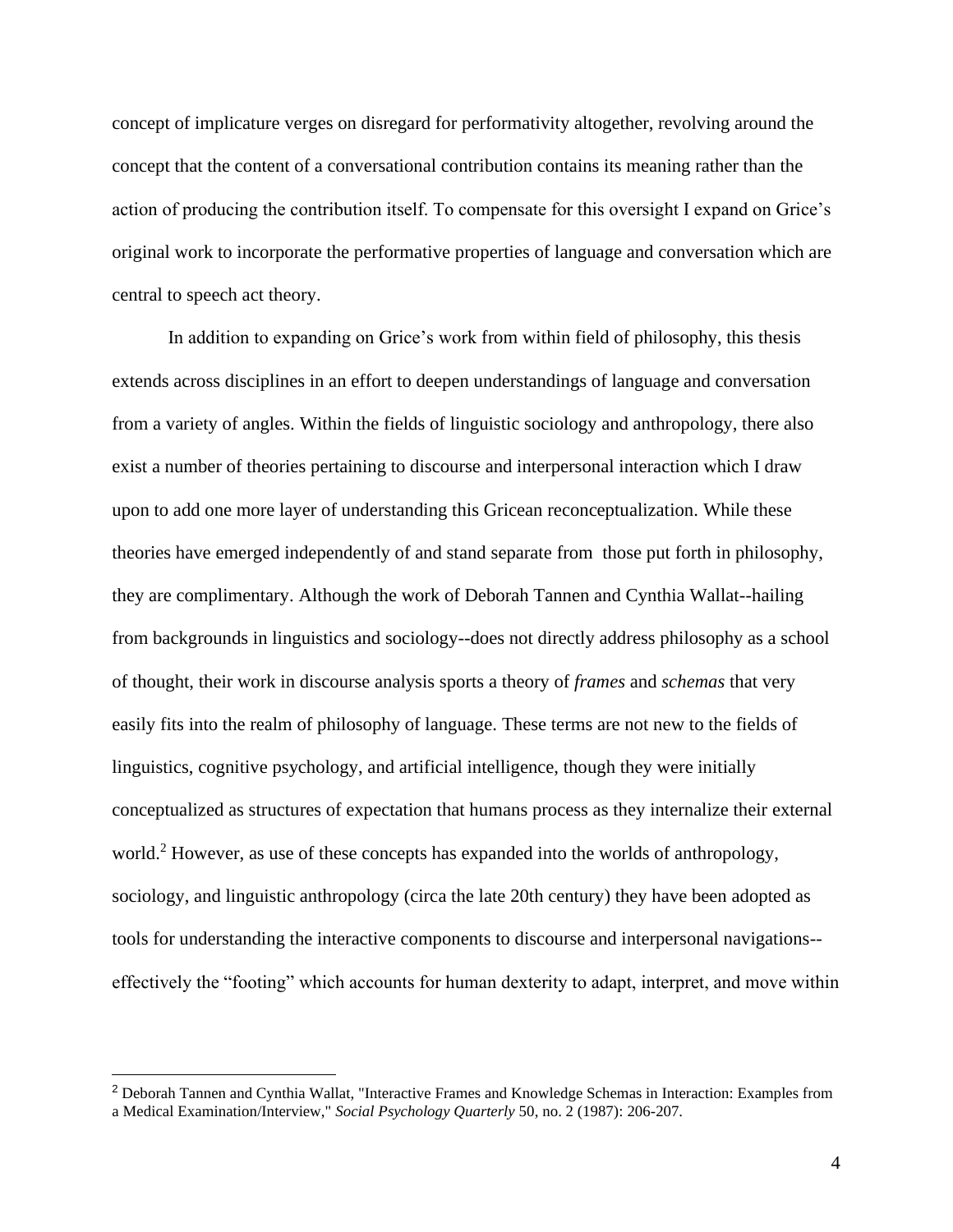concept of implicature verges on disregard for performativity altogether, revolving around the concept that the content of a conversational contribution contains its meaning rather than the action of producing the contribution itself. To compensate for this oversight I expand on Grice's original work to incorporate the performative properties of language and conversation which are central to speech act theory.

In addition to expanding on Grice's work from within field of philosophy, this thesis extends across disciplines in an effort to deepen understandings of language and conversation from a variety of angles. Within the fields of linguistic sociology and anthropology, there also exist a number of theories pertaining to discourse and interpersonal interaction which I draw upon to add one more layer of understanding this Gricean reconceptualization. While these theories have emerged independently of and stand separate from those put forth in philosophy, they are complimentary. Although the work of Deborah Tannen and Cynthia Wallat--hailing from backgrounds in linguistics and sociology--does not directly address philosophy as a school of thought, their work in discourse analysis sports a theory of *frames* and *schemas* that very easily fits into the realm of philosophy of language. These terms are not new to the fields of linguistics, cognitive psychology, and artificial intelligence, though they were initially conceptualized as structures of expectation that humans process as they internalize their external world.[2] However, as use of these concepts has expanded into the worlds of anthropology, sociology, and linguistic anthropology (circa the late 20th century) they have been adopted as tools for understanding the interactive components to discourse and interpersonal navigations--effectively the "footing" which accounts for human dexterity to adapt, interpret, and move within

[2] Deborah Tannen and Cynthia Wallat, "Interactive Frames and Knowledge Schemas in Interaction: Examples from a Medical Examination/Interview," *Social Psychology Quarterly* 50, no. 2 (1987): 206-207.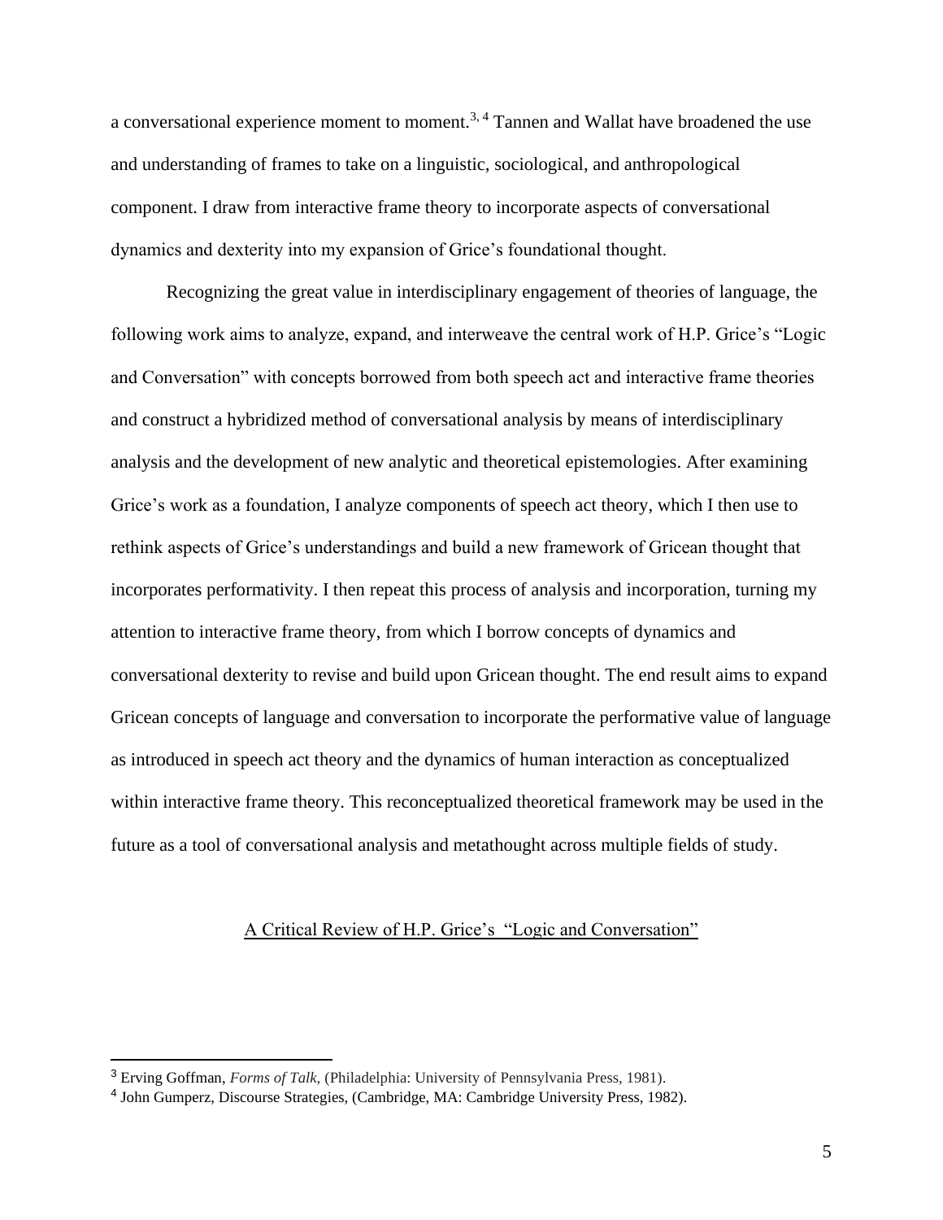a conversational experience moment to moment.[3, 4] Tannen and Wallat have broadened the use and understanding of frames to take on a linguistic, sociological, and anthropological component. I draw from interactive frame theory to incorporate aspects of conversational dynamics and dexterity into my expansion of Grice's foundational thought.

Recognizing the great value in interdisciplinary engagement of theories of language, the following work aims to analyze, expand, and interweave the central work of H.P. Grice's "Logic and Conversation" with concepts borrowed from both speech act and interactive frame theories and construct a hybridized method of conversational analysis by means of interdisciplinary analysis and the development of new analytic and theoretical epistemologies. After examining Grice's work as a foundation, I analyze components of speech act theory, which I then use to rethink aspects of Grice's understandings and build a new framework of Gricean thought that incorporates performativity. I then repeat this process of analysis and incorporation, turning my attention to interactive frame theory, from which I borrow concepts of dynamics and conversational dexterity to revise and build upon Gricean thought. The end result aims to expand Gricean concepts of language and conversation to incorporate the performative value of language as introduced in speech act theory and the dynamics of human interaction as conceptualized within interactive frame theory. This reconceptualized theoretical framework may be used in the future as a tool of conversational analysis and metathought across multiple fields of study.

## A Critical Review of H.P. Grice's "Logic and Conversation"

---

[3] Erving Goffman, *Forms of Talk*, (Philadelphia: University of Pennsylvania Press, 1981).

[4] John Gumperz, Discourse Strategies, (Cambridge, MA: Cambridge University Press, 1982).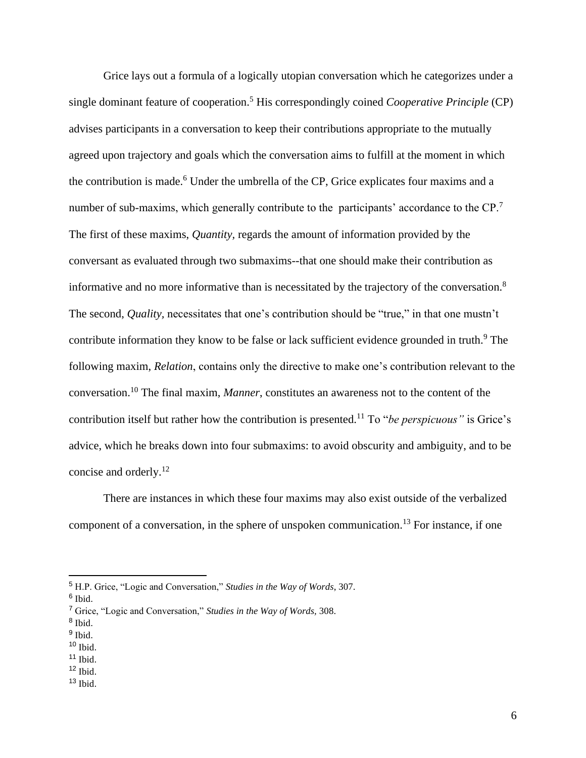Grice lays out a formula of a logically utopian conversation which he categorizes under a single dominant feature of cooperation.[5] His correspondingly coined *Cooperative Principle* (CP) advises participants in a conversation to keep their contributions appropriate to the mutually agreed upon trajectory and goals which the conversation aims to fulfill at the moment in which the contribution is made.[6] Under the umbrella of the CP, Grice explicates four maxims and a number of sub-maxims, which generally contribute to the  participants' accordance to the CP.[7] The first of these maxims, *Quantity*, regards the amount of information provided by the conversant as evaluated through two submaxims--that one should make their contribution as informative and no more informative than is necessitated by the trajectory of the conversation.[8] The second, *Quality*, necessitates that one's contribution should be "true," in that one mustn't contribute information they know to be false or lack sufficient evidence grounded in truth.[9] The following maxim, *Relation*, contains only the directive to make one's contribution relevant to the conversation.[10] The final maxim, *Manner*, constitutes an awareness not to the content of the contribution itself but rather how the contribution is presented.[11] To "*be perspicuous"* is Grice's advice, which he breaks down into four submaxims: to avoid obscurity and ambiguity, and to be concise and orderly.[12]

There are instances in which these four maxims may also exist outside of the verbalized component of a conversation, in the sphere of unspoken communication.[13] For instance, if one

---

[5] H.P. Grice, "Logic and Conversation," *Studies in the Way of Words,* 307.
[6] Ibid.
[7] Grice, "Logic and Conversation," *Studies in the Way of Words,* 308.
[8] Ibid.
[9] Ibid.
[10] Ibid.
[11] Ibid.
[12] Ibid.
[13] Ibid.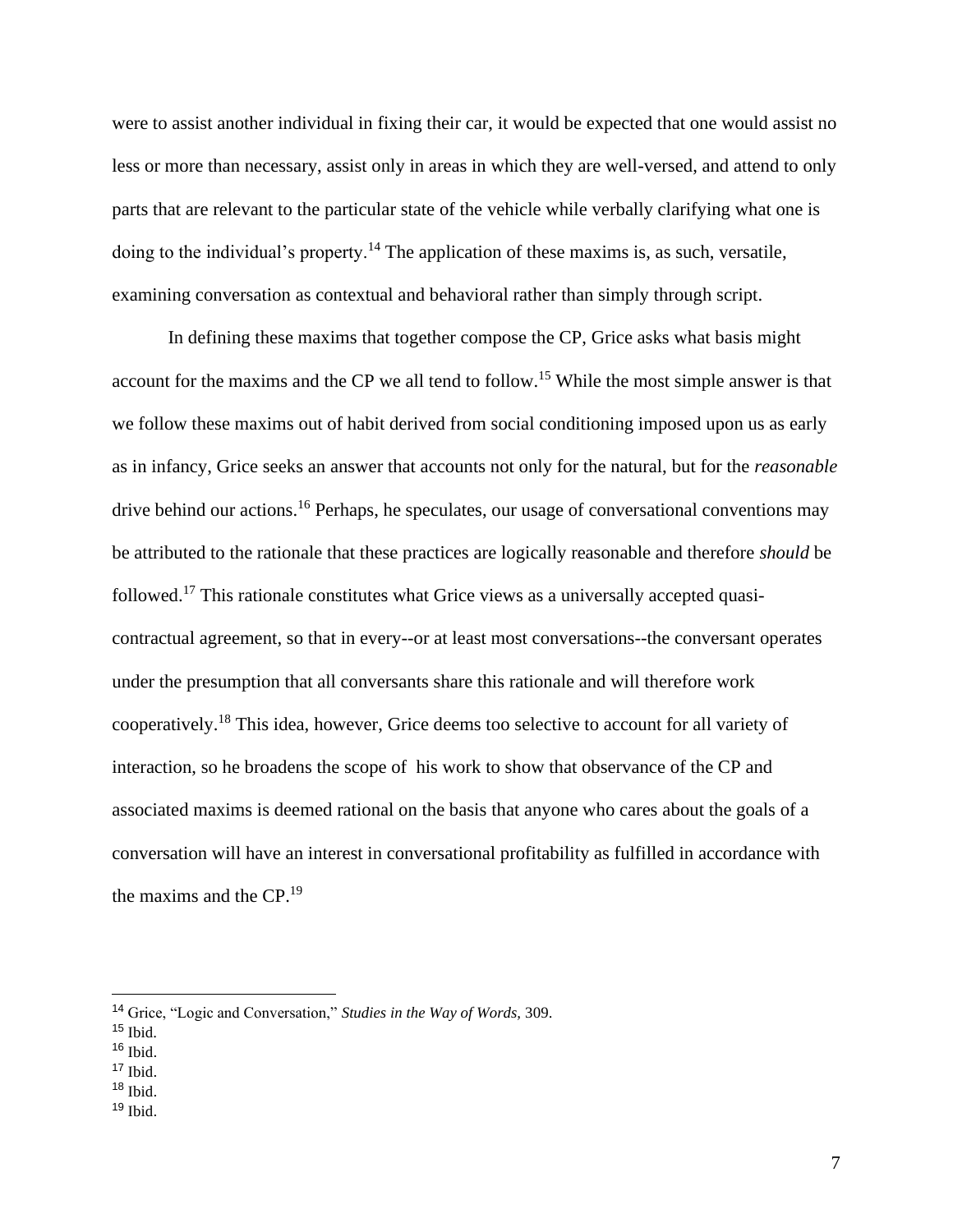were to assist another individual in fixing their car, it would be expected that one would assist no less or more than necessary, assist only in areas in which they are well-versed, and attend to only parts that are relevant to the particular state of the vehicle while verbally clarifying what one is doing to the individual's property.[14] The application of these maxims is, as such, versatile, examining conversation as contextual and behavioral rather than simply through script.

In defining these maxims that together compose the CP, Grice asks what basis might account for the maxims and the CP we all tend to follow.[15] While the most simple answer is that we follow these maxims out of habit derived from social conditioning imposed upon us as early as in infancy, Grice seeks an answer that accounts not only for the natural, but for the *reasonable* drive behind our actions.[16] Perhaps, he speculates, our usage of conversational conventions may be attributed to the rationale that these practices are logically reasonable and therefore *should* be followed.[17] This rationale constitutes what Grice views as a universally accepted quasi-contractual agreement, so that in every--or at least most conversations--the conversant operates under the presumption that all conversants share this rationale and will therefore work cooperatively.[18] This idea, however, Grice deems too selective to account for all variety of interaction, so he broadens the scope of his work to show that observance of the CP and associated maxims is deemed rational on the basis that anyone who cares about the goals of a conversation will have an interest in conversational profitability as fulfilled in accordance with the maxims and the CP.[19]

---

[14] Grice, "Logic and Conversation," *Studies in the Way of Words,* 309.
[15] Ibid.
[16] Ibid.
[17] Ibid.
[18] Ibid.
[19] Ibid.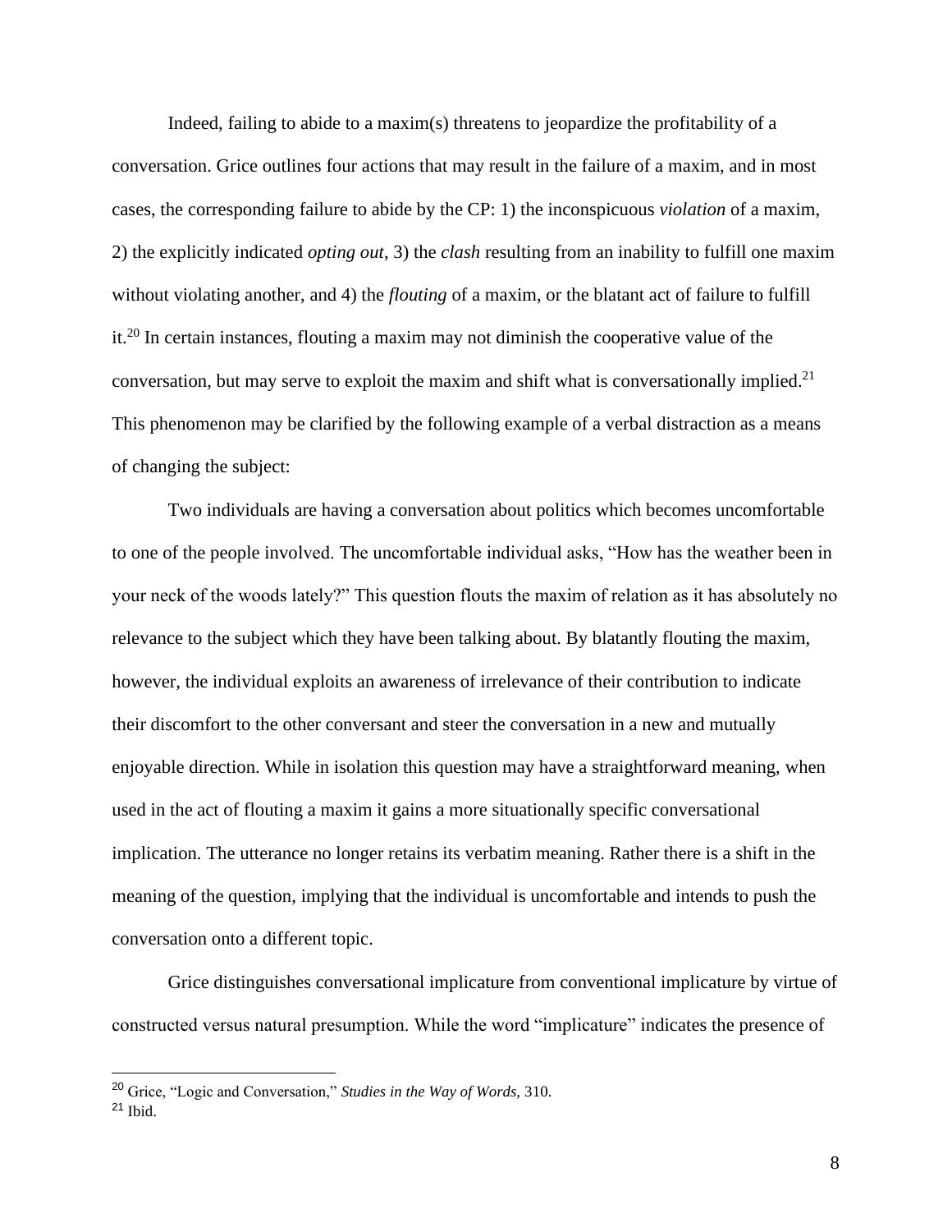Indeed, failing to abide to a maxim(s) threatens to jeopardize the profitability of a conversation. Grice outlines four actions that may result in the failure of a maxim, and in most cases, the corresponding failure to abide by the CP: 1) the inconspicuous *violation* of a maxim, 2) the explicitly indicated *opting out*, 3) the *clash* resulting from an inability to fulfill one maxim without violating another, and 4) the *flouting* of a maxim, or the blatant act of failure to fulfill it.[20] In certain instances, flouting a maxim may not diminish the cooperative value of the conversation, but may serve to exploit the maxim and shift what is conversationally implied.[21] This phenomenon may be clarified by the following example of a verbal distraction as a means of changing the subject:

Two individuals are having a conversation about politics which becomes uncomfortable to one of the people involved. The uncomfortable individual asks, "How has the weather been in your neck of the woods lately?" This question flouts the maxim of relation as it has absolutely no relevance to the subject which they have been talking about. By blatantly flouting the maxim, however, the individual exploits an awareness of irrelevance of their contribution to indicate their discomfort to the other conversant and steer the conversation in a new and mutually enjoyable direction. While in isolation this question may have a straightforward meaning, when used in the act of flouting a maxim it gains a more situationally specific conversational implication. The utterance no longer retains its verbatim meaning. Rather there is a shift in the meaning of the question, implying that the individual is uncomfortable and intends to push the conversation onto a different topic.

Grice distinguishes conversational implicature from conventional implicature by virtue of constructed versus natural presumption. While the word "implicature" indicates the presence of

---

[20] Grice, "Logic and Conversation," *Studies in the Way of Words,* 310.

[21] Ibid.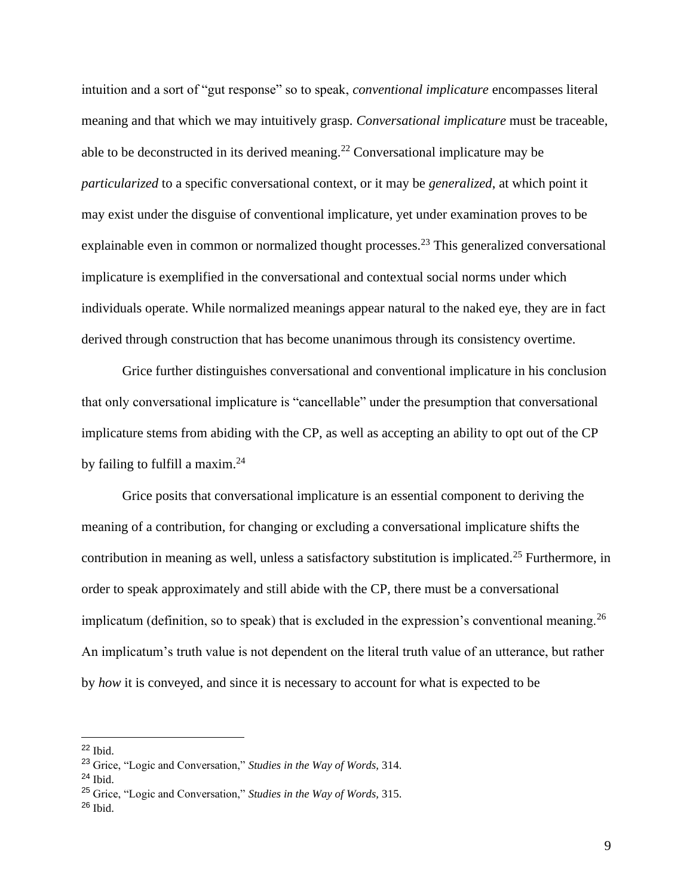intuition and a sort of "gut response" so to speak, *conventional implicature* encompasses literal meaning and that which we may intuitively grasp. *Conversational implicature* must be traceable, able to be deconstructed in its derived meaning.[22] Conversational implicature may be *particularized* to a specific conversational context, or it may be *generalized,* at which point it may exist under the disguise of conventional implicature, yet under examination proves to be explainable even in common or normalized thought processes.[23] This generalized conversational implicature is exemplified in the conversational and contextual social norms under which individuals operate. While normalized meanings appear natural to the naked eye, they are in fact derived through construction that has become unanimous through its consistency overtime.

Grice further distinguishes conversational and conventional implicature in his conclusion that only conversational implicature is "cancellable" under the presumption that conversational implicature stems from abiding with the CP, as well as accepting an ability to opt out of the CP by failing to fulfill a maxim.[24]

Grice posits that conversational implicature is an essential component to deriving the meaning of a contribution, for changing or excluding a conversational implicature shifts the contribution in meaning as well, unless a satisfactory substitution is implicated.[25] Furthermore, in order to speak approximately and still abide with the CP, there must be a conversational implicatum (definition, so to speak) that is excluded in the expression's conventional meaning.[26] An implicatum's truth value is not dependent on the literal truth value of an utterance, but rather by *how* it is conveyed, and since it is necessary to account for what is expected to be

---

[22] Ibid.

[23] Grice, "Logic and Conversation," *Studies in the Way of Words,* 314.

[24] Ibid.

[25] Grice, "Logic and Conversation," *Studies in the Way of Words,* 315.

[26] Ibid.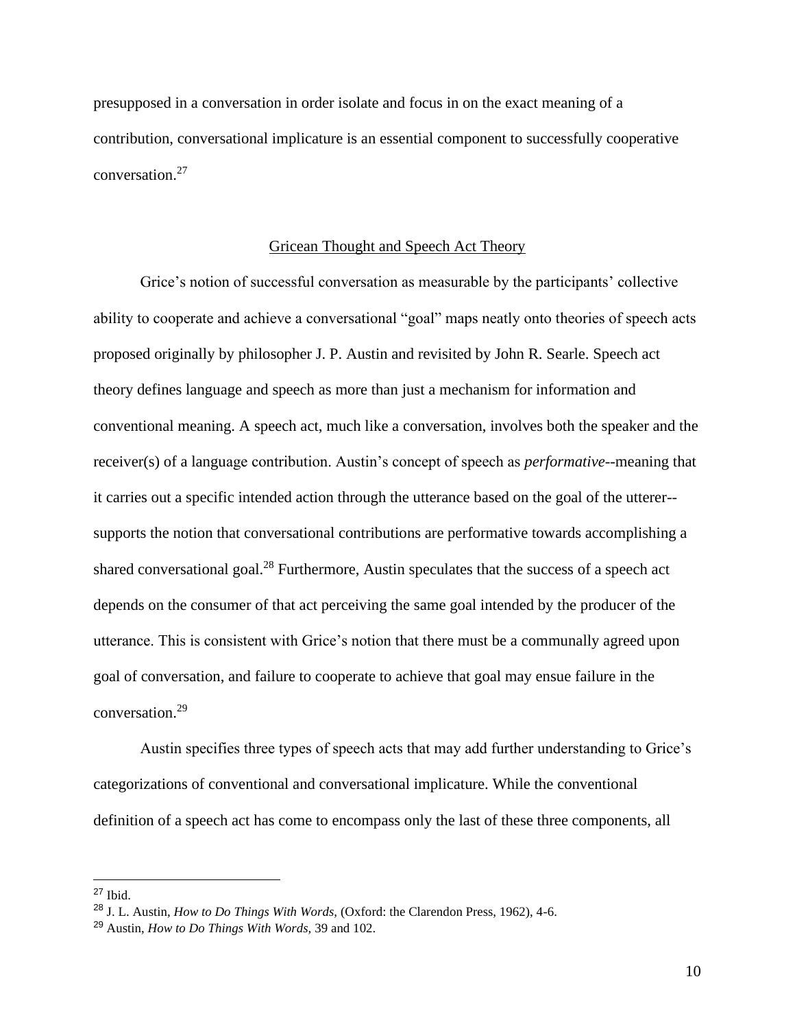presupposed in a conversation in order isolate and focus in on the exact meaning of a contribution, conversational implicature is an essential component to successfully cooperative conversation.[27]

## Gricean Thought and Speech Act Theory

Grice's notion of successful conversation as measurable by the participants' collective ability to cooperate and achieve a conversational "goal" maps neatly onto theories of speech acts proposed originally by philosopher J. P. Austin and revisited by John R. Searle. Speech act theory defines language and speech as more than just a mechanism for information and conventional meaning. A speech act, much like a conversation, involves both the speaker and the receiver(s) of a language contribution. Austin's concept of speech as *performative*--meaning that it carries out a specific intended action through the utterance based on the goal of the utterer--supports the notion that conversational contributions are performative towards accomplishing a shared conversational goal.[28] Furthermore, Austin speculates that the success of a speech act depends on the consumer of that act perceiving the same goal intended by the producer of the utterance. This is consistent with Grice's notion that there must be a communally agreed upon goal of conversation, and failure to cooperate to achieve that goal may ensue failure in the conversation.[29]

Austin specifies three types of speech acts that may add further understanding to Grice's categorizations of conventional and conversational implicature. While the conventional definition of a speech act has come to encompass only the last of these three components, all

---

[27] Ibid.

[28] J. L. Austin, *How to Do Things With Words,* (Oxford: the Clarendon Press, 1962), 4-6.

[29] Austin, *How to Do Things With Words,* 39 and 102.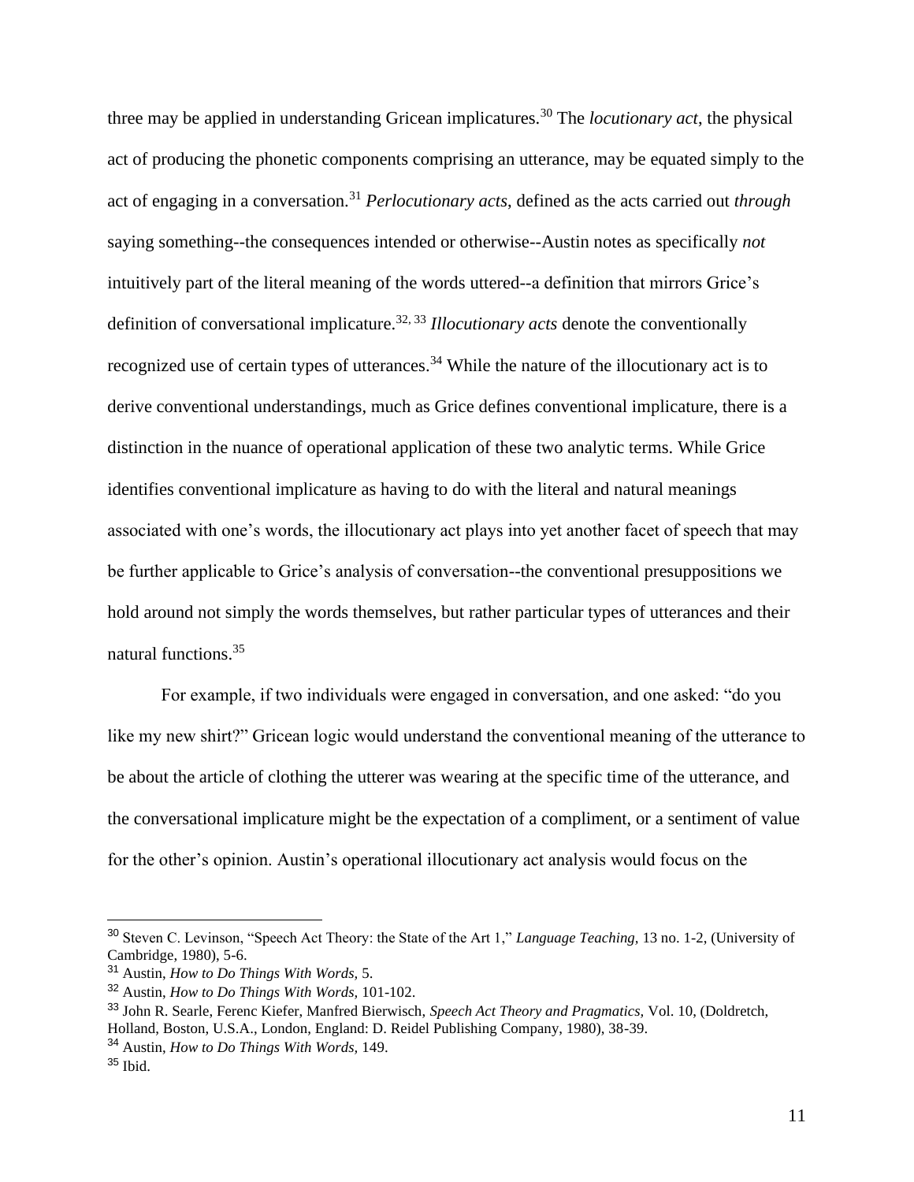three may be applied in understanding Gricean implicatures.[30] The *locutionary act*, the physical act of producing the phonetic components comprising an utterance, may be equated simply to the act of engaging in a conversation.[31] *Perlocutionary acts*, defined as the acts carried out *through* saying something--the consequences intended or otherwise--Austin notes as specifically *not* intuitively part of the literal meaning of the words uttered--a definition that mirrors Grice's definition of conversational implicature.[32, 33] *Illocutionary acts* denote the conventionally recognized use of certain types of utterances.[34] While the nature of the illocutionary act is to derive conventional understandings, much as Grice defines conventional implicature, there is a distinction in the nuance of operational application of these two analytic terms. While Grice identifies conventional implicature as having to do with the literal and natural meanings associated with one's words, the illocutionary act plays into yet another facet of speech that may be further applicable to Grice's analysis of conversation--the conventional presuppositions we hold around not simply the words themselves, but rather particular types of utterances and their natural functions.[35]

For example, if two individuals were engaged in conversation, and one asked: "do you like my new shirt?" Gricean logic would understand the conventional meaning of the utterance to be about the article of clothing the utterer was wearing at the specific time of the utterance, and the conversational implicature might be the expectation of a compliment, or a sentiment of value for the other's opinion. Austin's operational illocutionary act analysis would focus on the

---

[30] Steven C. Levinson, "Speech Act Theory: the State of the Art 1," *Language Teaching,* 13 no. 1-2, (University of Cambridge, 1980), 5-6.

[31] Austin, *How to Do Things With Words,* 5.

[32] Austin, *How to Do Things With Words,* 101-102.

[33] John R. Searle, Ferenc Kiefer, Manfred Bierwisch, *Speech Act Theory and Pragmatics,* Vol. 10, (Doldretch, Holland, Boston, U.S.A., London, England: D. Reidel Publishing Company, 1980), 38-39.

[34] Austin, *How to Do Things With Words,* 149.

[35] Ibid.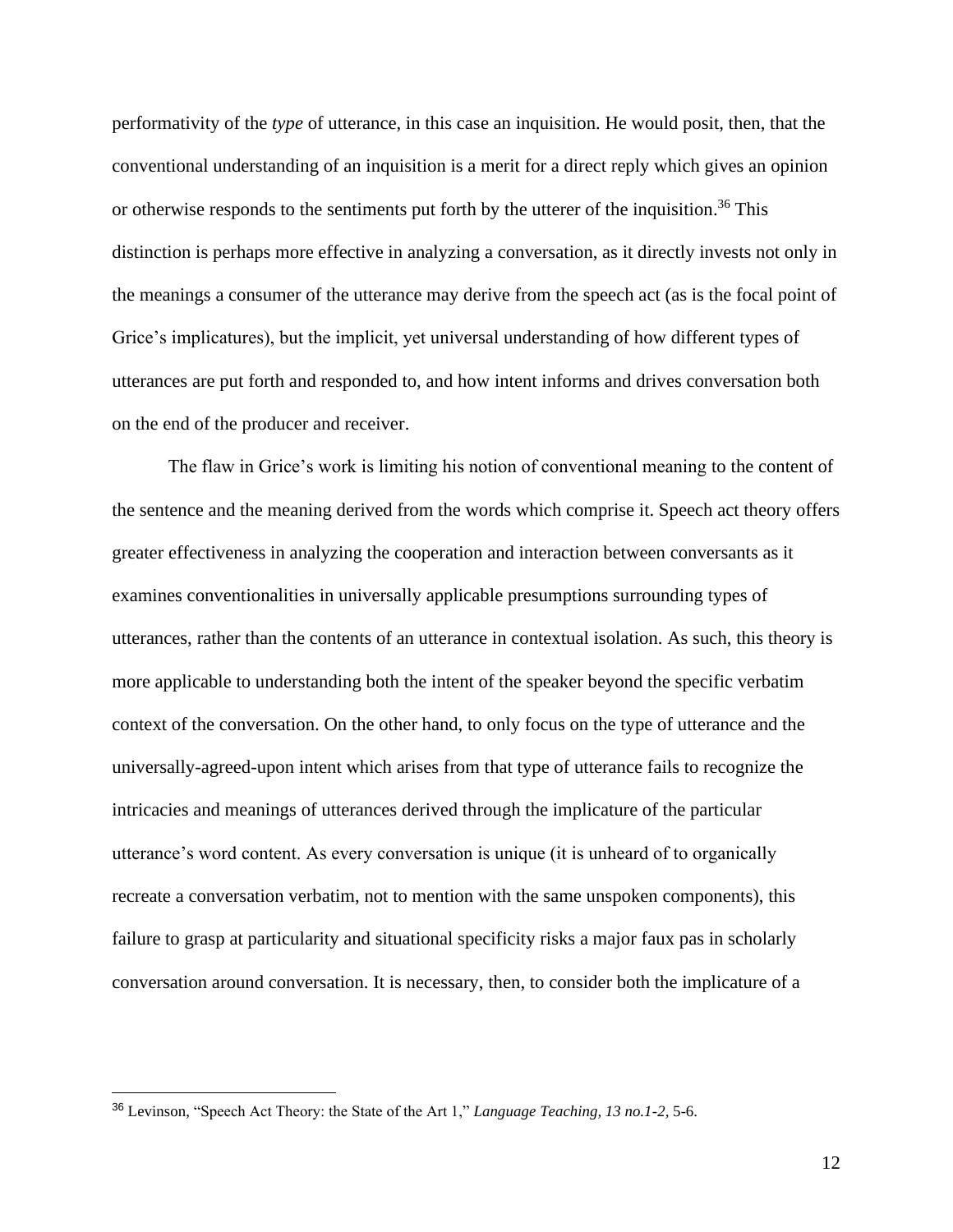performativity of the *type* of utterance, in this case an inquisition. He would posit, then, that the conventional understanding of an inquisition is a merit for a direct reply which gives an opinion or otherwise responds to the sentiments put forth by the utterer of the inquisition.[36] This distinction is perhaps more effective in analyzing a conversation, as it directly invests not only in the meanings a consumer of the utterance may derive from the speech act (as is the focal point of Grice's implicatures), but the implicit, yet universal understanding of how different types of utterances are put forth and responded to, and how intent informs and drives conversation both on the end of the producer and receiver.

The flaw in Grice's work is limiting his notion of conventional meaning to the content of the sentence and the meaning derived from the words which comprise it. Speech act theory offers greater effectiveness in analyzing the cooperation and interaction between conversants as it examines conventionalities in universally applicable presumptions surrounding types of utterances, rather than the contents of an utterance in contextual isolation. As such, this theory is more applicable to understanding both the intent of the speaker beyond the specific verbatim context of the conversation. On the other hand, to only focus on the type of utterance and the universally-agreed-upon intent which arises from that type of utterance fails to recognize the intricacies and meanings of utterances derived through the implicature of the particular utterance's word content. As every conversation is unique (it is unheard of to organically recreate a conversation verbatim, not to mention with the same unspoken components), this failure to grasp at particularity and situational specificity risks a major faux pas in scholarly conversation around conversation. It is necessary, then, to consider both the implicature of a

---

[36] Levinson, "Speech Act Theory: the State of the Art 1," *Language Teaching, 13 no.1-2,* 5-6.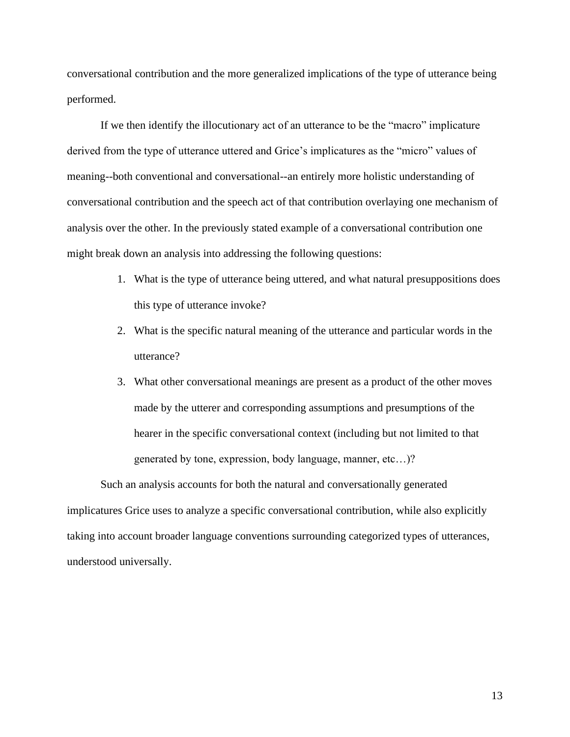conversational contribution and the more generalized implications of the type of utterance being performed.

If we then identify the illocutionary act of an utterance to be the "macro" implicature derived from the type of utterance uttered and Grice's implicatures as the "micro" values of meaning--both conventional and conversational--an entirely more holistic understanding of conversational contribution and the speech act of that contribution overlaying one mechanism of analysis over the other. In the previously stated example of a conversational contribution one might break down an analysis into addressing the following questions:

1. What is the type of utterance being uttered, and what natural presuppositions does this type of utterance invoke?
2. What is the specific natural meaning of the utterance and particular words in the utterance?
3. What other conversational meanings are present as a product of the other moves made by the utterer and corresponding assumptions and presumptions of the hearer in the specific conversational context (including but not limited to that generated by tone, expression, body language, manner, etc…)?

Such an analysis accounts for both the natural and conversationally generated implicatures Grice uses to analyze a specific conversational contribution, while also explicitly taking into account broader language conventions surrounding categorized types of utterances, understood universally.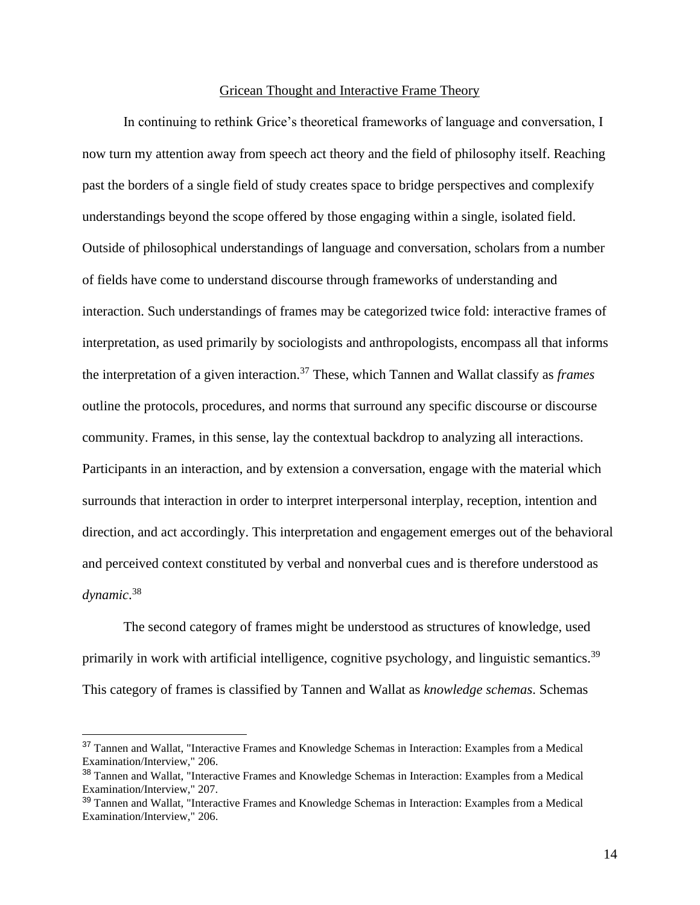## Gricean Thought and Interactive Frame Theory

In continuing to rethink Grice's theoretical frameworks of language and conversation, I now turn my attention away from speech act theory and the field of philosophy itself. Reaching past the borders of a single field of study creates space to bridge perspectives and complexify understandings beyond the scope offered by those engaging within a single, isolated field. Outside of philosophical understandings of language and conversation, scholars from a number of fields have come to understand discourse through frameworks of understanding and interaction. Such understandings of frames may be categorized twice fold: interactive frames of interpretation, as used primarily by sociologists and anthropologists, encompass all that informs the interpretation of a given interaction.[37] These, which Tannen and Wallat classify as *frames* outline the protocols, procedures, and norms that surround any specific discourse or discourse community. Frames, in this sense, lay the contextual backdrop to analyzing all interactions. Participants in an interaction, and by extension a conversation, engage with the material which surrounds that interaction in order to interpret interpersonal interplay, reception, intention and direction, and act accordingly. This interpretation and engagement emerges out of the behavioral and perceived context constituted by verbal and nonverbal cues and is therefore understood as *dynamic*.[38]

The second category of frames might be understood as structures of knowledge, used primarily in work with artificial intelligence, cognitive psychology, and linguistic semantics.[39] This category of frames is classified by Tannen and Wallat as *knowledge schemas*. Schemas

---

[37] Tannen and Wallat, "Interactive Frames and Knowledge Schemas in Interaction: Examples from a Medical Examination/Interview," 206.

[38] Tannen and Wallat, "Interactive Frames and Knowledge Schemas in Interaction: Examples from a Medical Examination/Interview," 207.

[39] Tannen and Wallat, "Interactive Frames and Knowledge Schemas in Interaction: Examples from a Medical Examination/Interview," 206.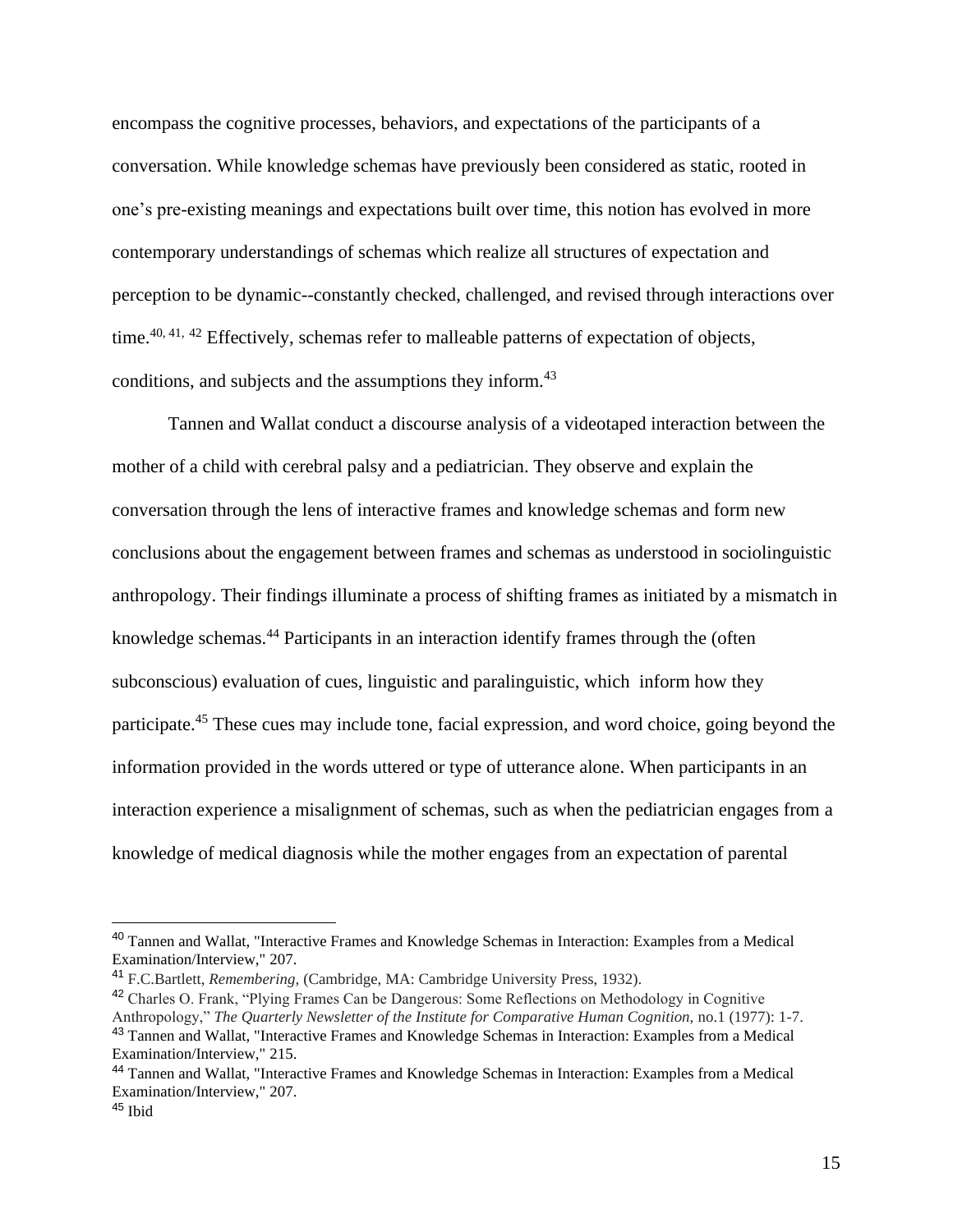encompass the cognitive processes, behaviors, and expectations of the participants of a conversation. While knowledge schemas have previously been considered as static, rooted in one's pre-existing meanings and expectations built over time, this notion has evolved in more contemporary understandings of schemas which realize all structures of expectation and perception to be dynamic--constantly checked, challenged, and revised through interactions over time.[40, 41, 42] Effectively, schemas refer to malleable patterns of expectation of objects, conditions, and subjects and the assumptions they inform.[43]

Tannen and Wallat conduct a discourse analysis of a videotaped interaction between the mother of a child with cerebral palsy and a pediatrician. They observe and explain the conversation through the lens of interactive frames and knowledge schemas and form new conclusions about the engagement between frames and schemas as understood in sociolinguistic anthropology. Their findings illuminate a process of shifting frames as initiated by a mismatch in knowledge schemas.[44] Participants in an interaction identify frames through the (often subconscious) evaluation of cues, linguistic and paralinguistic, which inform how they participate.[45] These cues may include tone, facial expression, and word choice, going beyond the information provided in the words uttered or type of utterance alone. When participants in an interaction experience a misalignment of schemas, such as when the pediatrician engages from a knowledge of medical diagnosis while the mother engages from an expectation of parental

---

[40] Tannen and Wallat, "Interactive Frames and Knowledge Schemas in Interaction: Examples from a Medical Examination/Interview," 207.

[41] F.C.Bartlett, *Remembering,* (Cambridge, MA: Cambridge University Press, 1932).

[42] Charles O. Frank, "Plying Frames Can be Dangerous: Some Reflections on Methodology in Cognitive Anthropology," *The Quarterly Newsletter of the Institute for Comparative Human Cognition,* no.1 (1977): 1-7.

[43] Tannen and Wallat, "Interactive Frames and Knowledge Schemas in Interaction: Examples from a Medical Examination/Interview," 215.

[44] Tannen and Wallat, "Interactive Frames and Knowledge Schemas in Interaction: Examples from a Medical Examination/Interview," 207.

[45] Ibid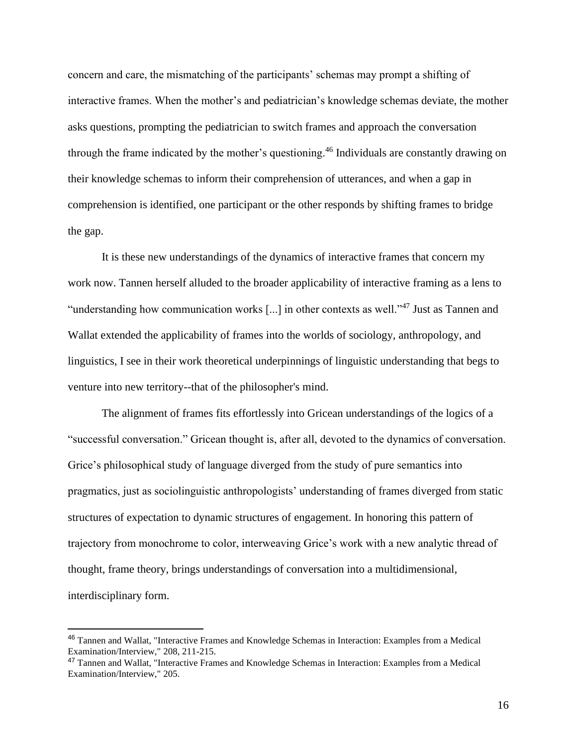concern and care, the mismatching of the participants' schemas may prompt a shifting of interactive frames. When the mother's and pediatrician's knowledge schemas deviate, the mother asks questions, prompting the pediatrician to switch frames and approach the conversation through the frame indicated by the mother's questioning.[46] Individuals are constantly drawing on their knowledge schemas to inform their comprehension of utterances, and when a gap in comprehension is identified, one participant or the other responds by shifting frames to bridge the gap.

It is these new understandings of the dynamics of interactive frames that concern my work now. Tannen herself alluded to the broader applicability of interactive framing as a lens to "understanding how communication works [...] in other contexts as well."[47] Just as Tannen and Wallat extended the applicability of frames into the worlds of sociology, anthropology, and linguistics, I see in their work theoretical underpinnings of linguistic understanding that begs to venture into new territory--that of the philosopher's mind.

The alignment of frames fits effortlessly into Gricean understandings of the logics of a "successful conversation." Gricean thought is, after all, devoted to the dynamics of conversation. Grice's philosophical study of language diverged from the study of pure semantics into pragmatics, just as sociolinguistic anthropologists' understanding of frames diverged from static structures of expectation to dynamic structures of engagement. In honoring this pattern of trajectory from monochrome to color, interweaving Grice's work with a new analytic thread of thought, frame theory, brings understandings of conversation into a multidimensional, interdisciplinary form.

---

[46] Tannen and Wallat, "Interactive Frames and Knowledge Schemas in Interaction: Examples from a Medical Examination/Interview," 208, 211-215.

[47] Tannen and Wallat, "Interactive Frames and Knowledge Schemas in Interaction: Examples from a Medical Examination/Interview," 205.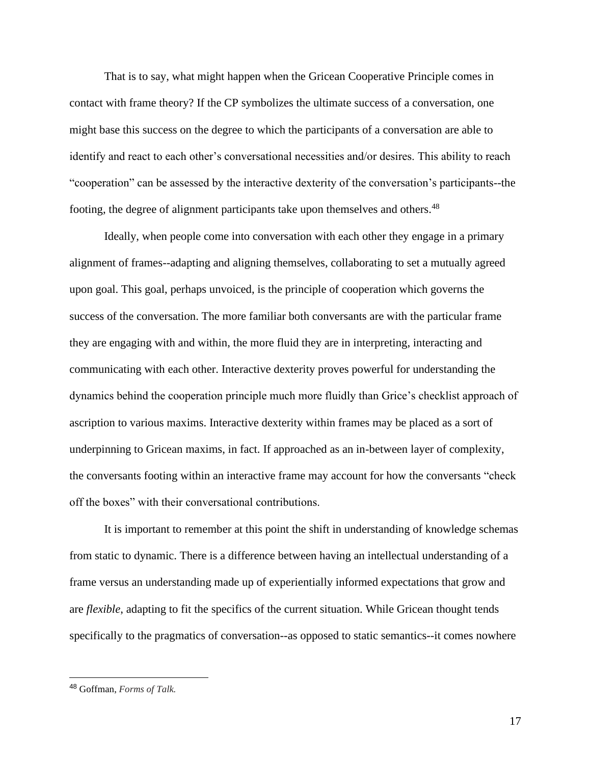That is to say, what might happen when the Gricean Cooperative Principle comes in contact with frame theory? If the CP symbolizes the ultimate success of a conversation, one might base this success on the degree to which the participants of a conversation are able to identify and react to each other's conversational necessities and/or desires. This ability to reach "cooperation" can be assessed by the interactive dexterity of the conversation's participants--the footing, the degree of alignment participants take upon themselves and others.[48]

Ideally, when people come into conversation with each other they engage in a primary alignment of frames--adapting and aligning themselves, collaborating to set a mutually agreed upon goal. This goal, perhaps unvoiced, is the principle of cooperation which governs the success of the conversation. The more familiar both conversants are with the particular frame they are engaging with and within, the more fluid they are in interpreting, interacting and communicating with each other. Interactive dexterity proves powerful for understanding the dynamics behind the cooperation principle much more fluidly than Grice's checklist approach of ascription to various maxims. Interactive dexterity within frames may be placed as a sort of underpinning to Gricean maxims, in fact. If approached as an in-between layer of complexity, the conversants footing within an interactive frame may account for how the conversants "check off the boxes" with their conversational contributions.

It is important to remember at this point the shift in understanding of knowledge schemas from static to dynamic. There is a difference between having an intellectual understanding of a frame versus an understanding made up of experientially informed expectations that grow and are *flexible*, adapting to fit the specifics of the current situation. While Gricean thought tends specifically to the pragmatics of conversation--as opposed to static semantics--it comes nowhere

[48] Goffman, *Forms of Talk.*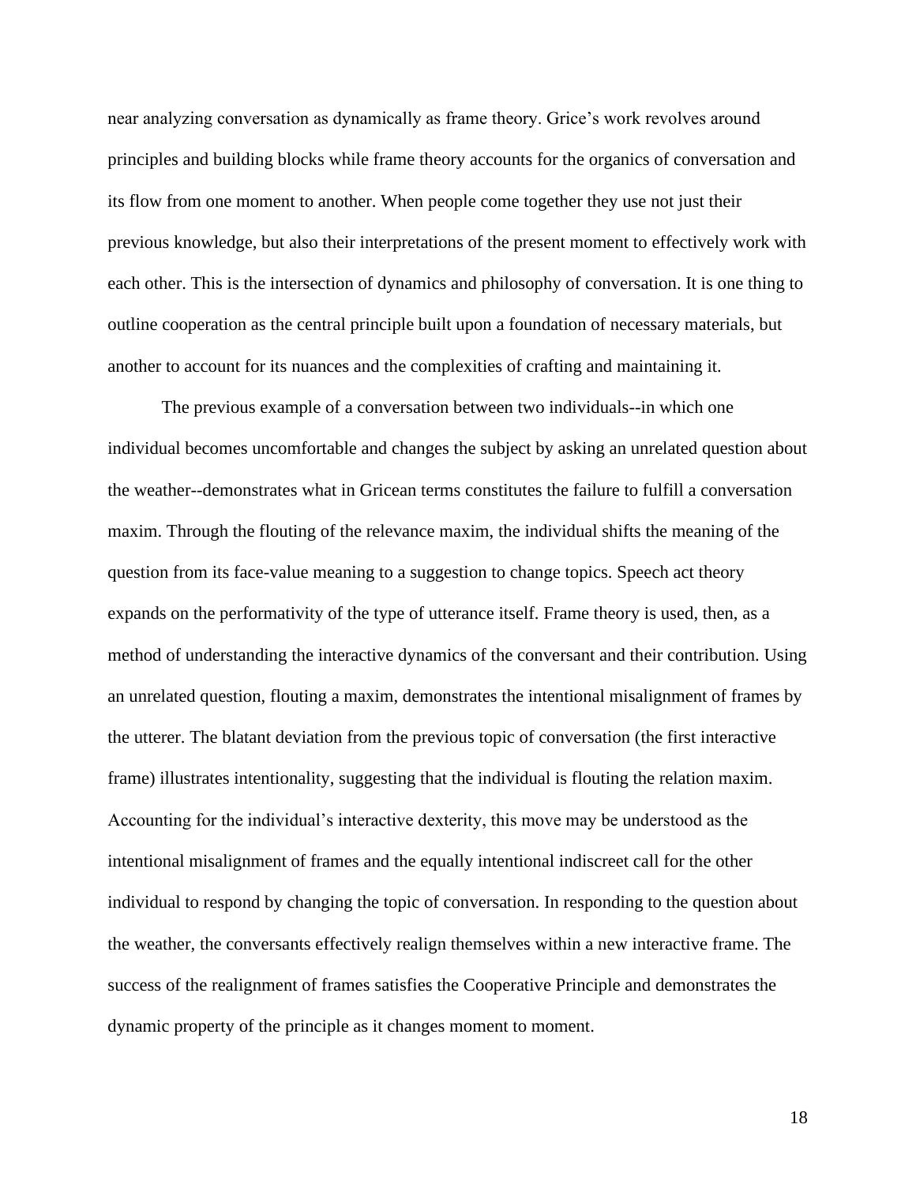near analyzing conversation as dynamically as frame theory. Grice's work revolves around principles and building blocks while frame theory accounts for the organics of conversation and its flow from one moment to another. When people come together they use not just their previous knowledge, but also their interpretations of the present moment to effectively work with each other. This is the intersection of dynamics and philosophy of conversation. It is one thing to outline cooperation as the central principle built upon a foundation of necessary materials, but another to account for its nuances and the complexities of crafting and maintaining it.

The previous example of a conversation between two individuals--in which one individual becomes uncomfortable and changes the subject by asking an unrelated question about the weather--demonstrates what in Gricean terms constitutes the failure to fulfill a conversation maxim. Through the flouting of the relevance maxim, the individual shifts the meaning of the question from its face-value meaning to a suggestion to change topics. Speech act theory expands on the performativity of the type of utterance itself. Frame theory is used, then, as a method of understanding the interactive dynamics of the conversant and their contribution. Using an unrelated question, flouting a maxim, demonstrates the intentional misalignment of frames by the utterer. The blatant deviation from the previous topic of conversation (the first interactive frame) illustrates intentionality, suggesting that the individual is flouting the relation maxim. Accounting for the individual's interactive dexterity, this move may be understood as the intentional misalignment of frames and the equally intentional indiscreet call for the other individual to respond by changing the topic of conversation. In responding to the question about the weather, the conversants effectively realign themselves within a new interactive frame. The success of the realignment of frames satisfies the Cooperative Principle and demonstrates the dynamic property of the principle as it changes moment to moment.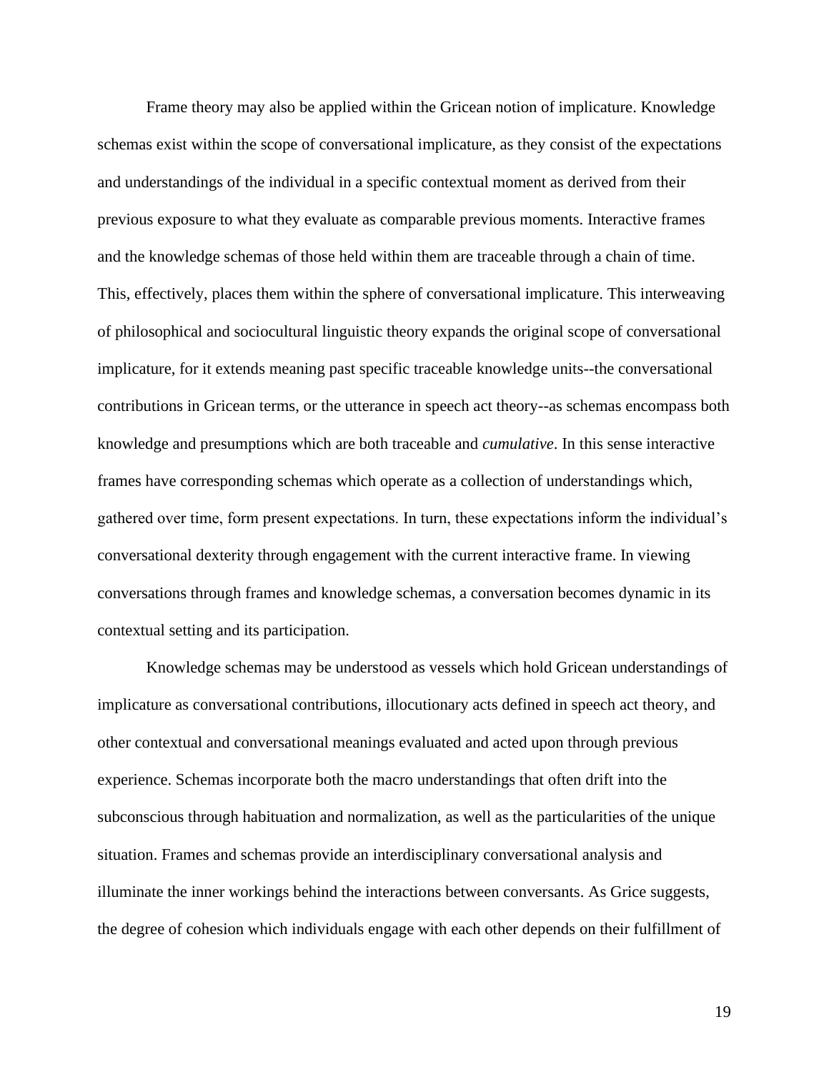Frame theory may also be applied within the Gricean notion of implicature. Knowledge schemas exist within the scope of conversational implicature, as they consist of the expectations and understandings of the individual in a specific contextual moment as derived from their previous exposure to what they evaluate as comparable previous moments. Interactive frames and the knowledge schemas of those held within them are traceable through a chain of time. This, effectively, places them within the sphere of conversational implicature. This interweaving of philosophical and sociocultural linguistic theory expands the original scope of conversational implicature, for it extends meaning past specific traceable knowledge units--the conversational contributions in Gricean terms, or the utterance in speech act theory--as schemas encompass both knowledge and presumptions which are both traceable and *cumulative*. In this sense interactive frames have corresponding schemas which operate as a collection of understandings which, gathered over time, form present expectations. In turn, these expectations inform the individual's conversational dexterity through engagement with the current interactive frame. In viewing conversations through frames and knowledge schemas, a conversation becomes dynamic in its contextual setting and its participation.

Knowledge schemas may be understood as vessels which hold Gricean understandings of implicature as conversational contributions, illocutionary acts defined in speech act theory, and other contextual and conversational meanings evaluated and acted upon through previous experience. Schemas incorporate both the macro understandings that often drift into the subconscious through habituation and normalization, as well as the particularities of the unique situation. Frames and schemas provide an interdisciplinary conversational analysis and illuminate the inner workings behind the interactions between conversants. As Grice suggests, the degree of cohesion which individuals engage with each other depends on their fulfillment of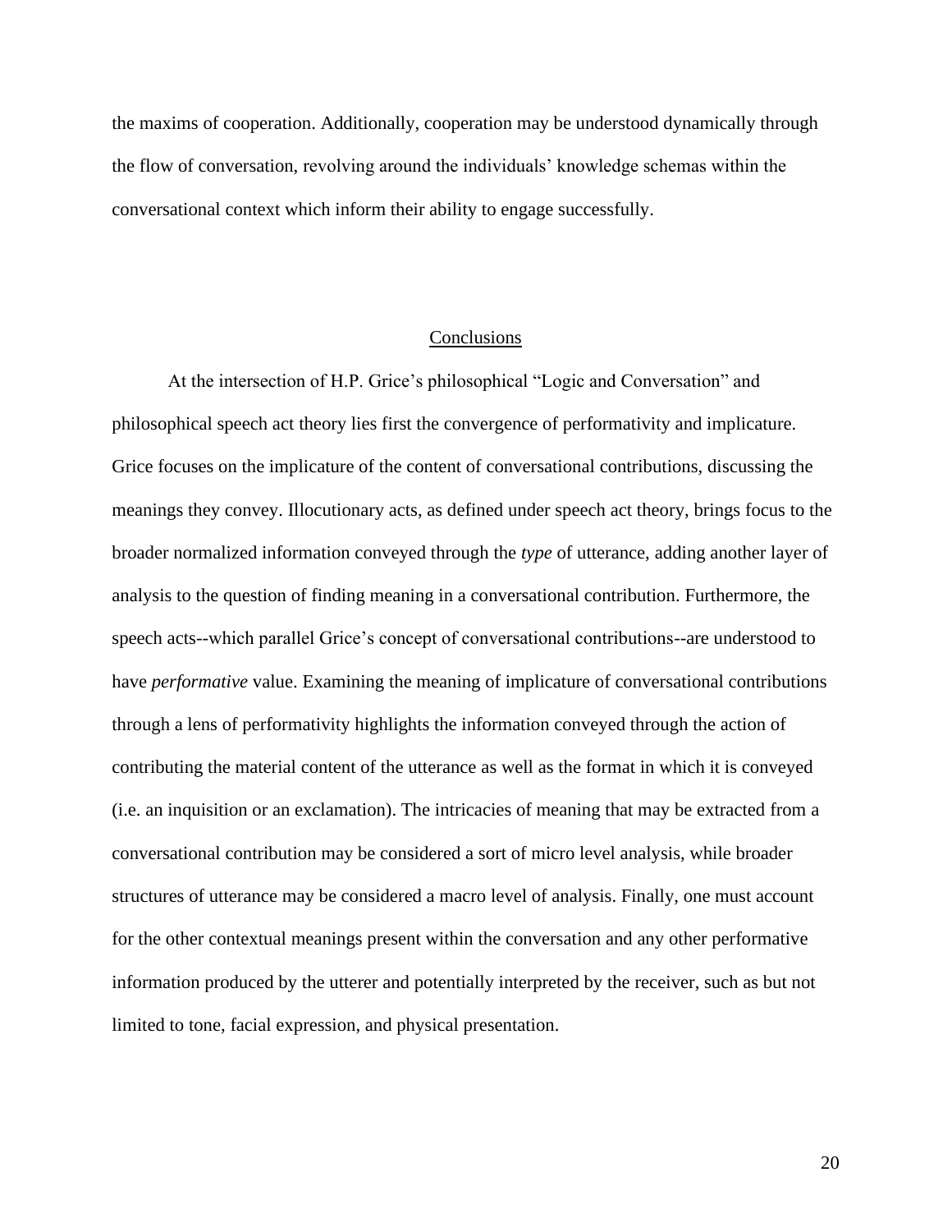the maxims of cooperation. Additionally, cooperation may be understood dynamically through the flow of conversation, revolving around the individuals' knowledge schemas within the conversational context which inform their ability to engage successfully.

## Conclusions

At the intersection of H.P. Grice's philosophical "Logic and Conversation" and philosophical speech act theory lies first the convergence of performativity and implicature. Grice focuses on the implicature of the content of conversational contributions, discussing the meanings they convey. Illocutionary acts, as defined under speech act theory, brings focus to the broader normalized information conveyed through the *type* of utterance, adding another layer of analysis to the question of finding meaning in a conversational contribution. Furthermore, the speech acts--which parallel Grice's concept of conversational contributions--are understood to have *performative* value. Examining the meaning of implicature of conversational contributions through a lens of performativity highlights the information conveyed through the action of contributing the material content of the utterance as well as the format in which it is conveyed (i.e. an inquisition or an exclamation). The intricacies of meaning that may be extracted from a conversational contribution may be considered a sort of micro level analysis, while broader structures of utterance may be considered a macro level of analysis. Finally, one must account for the other contextual meanings present within the conversation and any other performative information produced by the utterer and potentially interpreted by the receiver, such as but not limited to tone, facial expression, and physical presentation.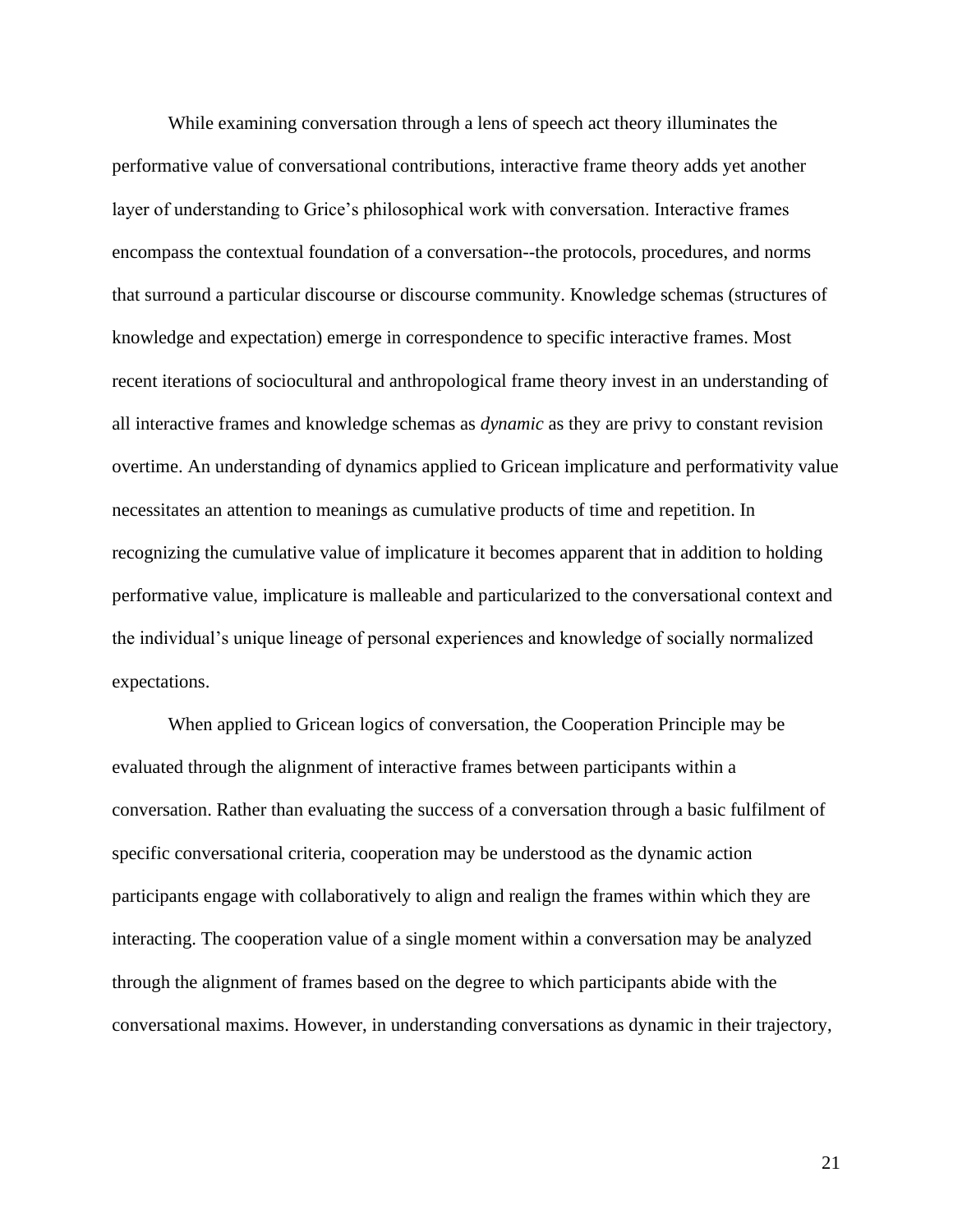While examining conversation through a lens of speech act theory illuminates the performative value of conversational contributions, interactive frame theory adds yet another layer of understanding to Grice's philosophical work with conversation. Interactive frames encompass the contextual foundation of a conversation--the protocols, procedures, and norms that surround a particular discourse or discourse community. Knowledge schemas (structures of knowledge and expectation) emerge in correspondence to specific interactive frames. Most recent iterations of sociocultural and anthropological frame theory invest in an understanding of all interactive frames and knowledge schemas as *dynamic* as they are privy to constant revision overtime. An understanding of dynamics applied to Gricean implicature and performativity value necessitates an attention to meanings as cumulative products of time and repetition. In recognizing the cumulative value of implicature it becomes apparent that in addition to holding performative value, implicature is malleable and particularized to the conversational context and the individual's unique lineage of personal experiences and knowledge of socially normalized expectations.

When applied to Gricean logics of conversation, the Cooperation Principle may be evaluated through the alignment of interactive frames between participants within a conversation. Rather than evaluating the success of a conversation through a basic fulfilment of specific conversational criteria, cooperation may be understood as the dynamic action participants engage with collaboratively to align and realign the frames within which they are interacting. The cooperation value of a single moment within a conversation may be analyzed through the alignment of frames based on the degree to which participants abide with the conversational maxims. However, in understanding conversations as dynamic in their trajectory,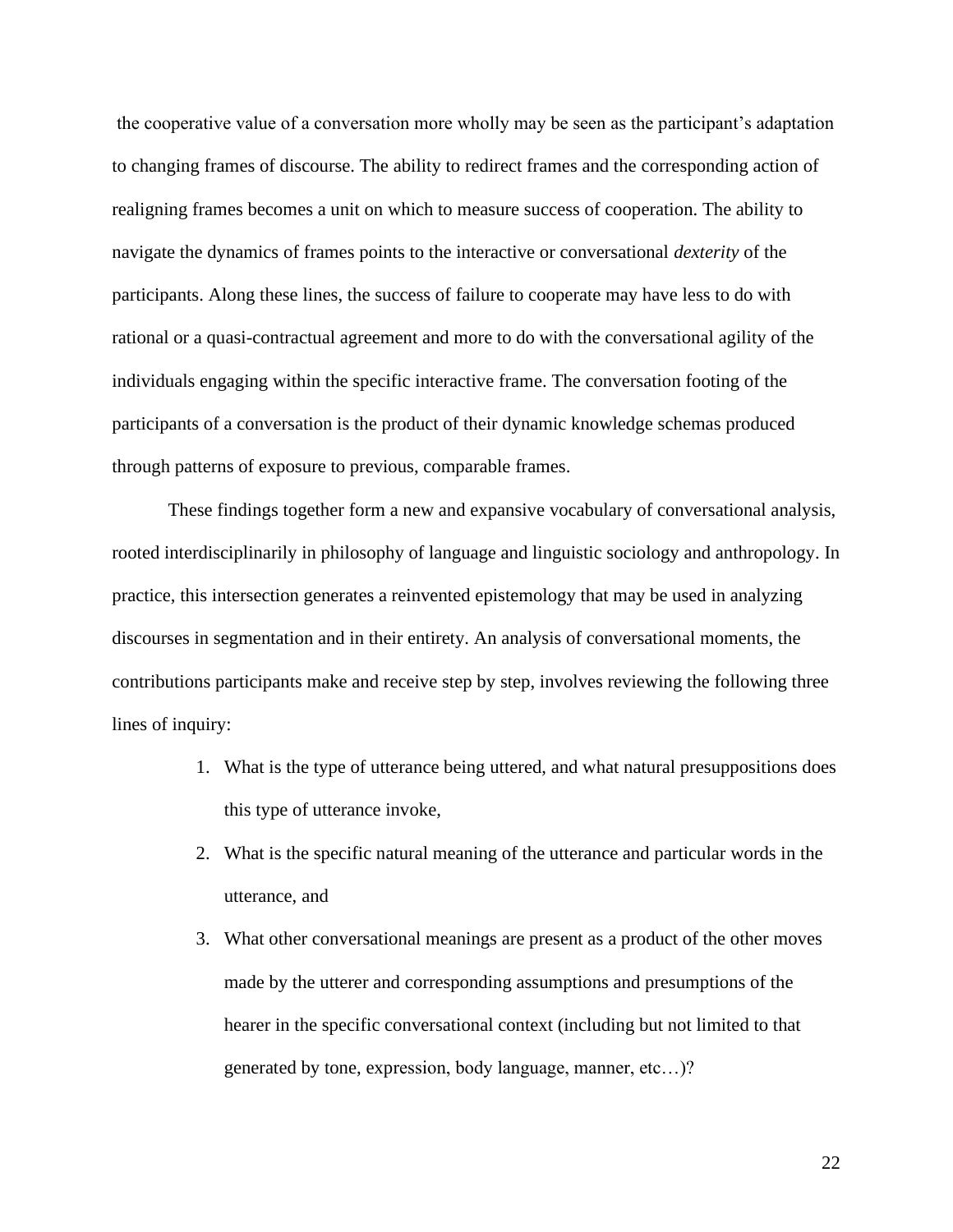the cooperative value of a conversation more wholly may be seen as the participant's adaptation to changing frames of discourse. The ability to redirect frames and the corresponding action of realigning frames becomes a unit on which to measure success of cooperation. The ability to navigate the dynamics of frames points to the interactive or conversational *dexterity* of the participants. Along these lines, the success of failure to cooperate may have less to do with rational or a quasi-contractual agreement and more to do with the conversational agility of the individuals engaging within the specific interactive frame. The conversation footing of the participants of a conversation is the product of their dynamic knowledge schemas produced through patterns of exposure to previous, comparable frames.

These findings together form a new and expansive vocabulary of conversational analysis, rooted interdisciplinarily in philosophy of language and linguistic sociology and anthropology. In practice, this intersection generates a reinvented epistemology that may be used in analyzing discourses in segmentation and in their entirety. An analysis of conversational moments, the contributions participants make and receive step by step, involves reviewing the following three lines of inquiry:

1. What is the type of utterance being uttered, and what natural presuppositions does this type of utterance invoke,
2. What is the specific natural meaning of the utterance and particular words in the utterance, and
3. What other conversational meanings are present as a product of the other moves made by the utterer and corresponding assumptions and presumptions of the hearer in the specific conversational context (including but not limited to that generated by tone, expression, body language, manner, etc…)?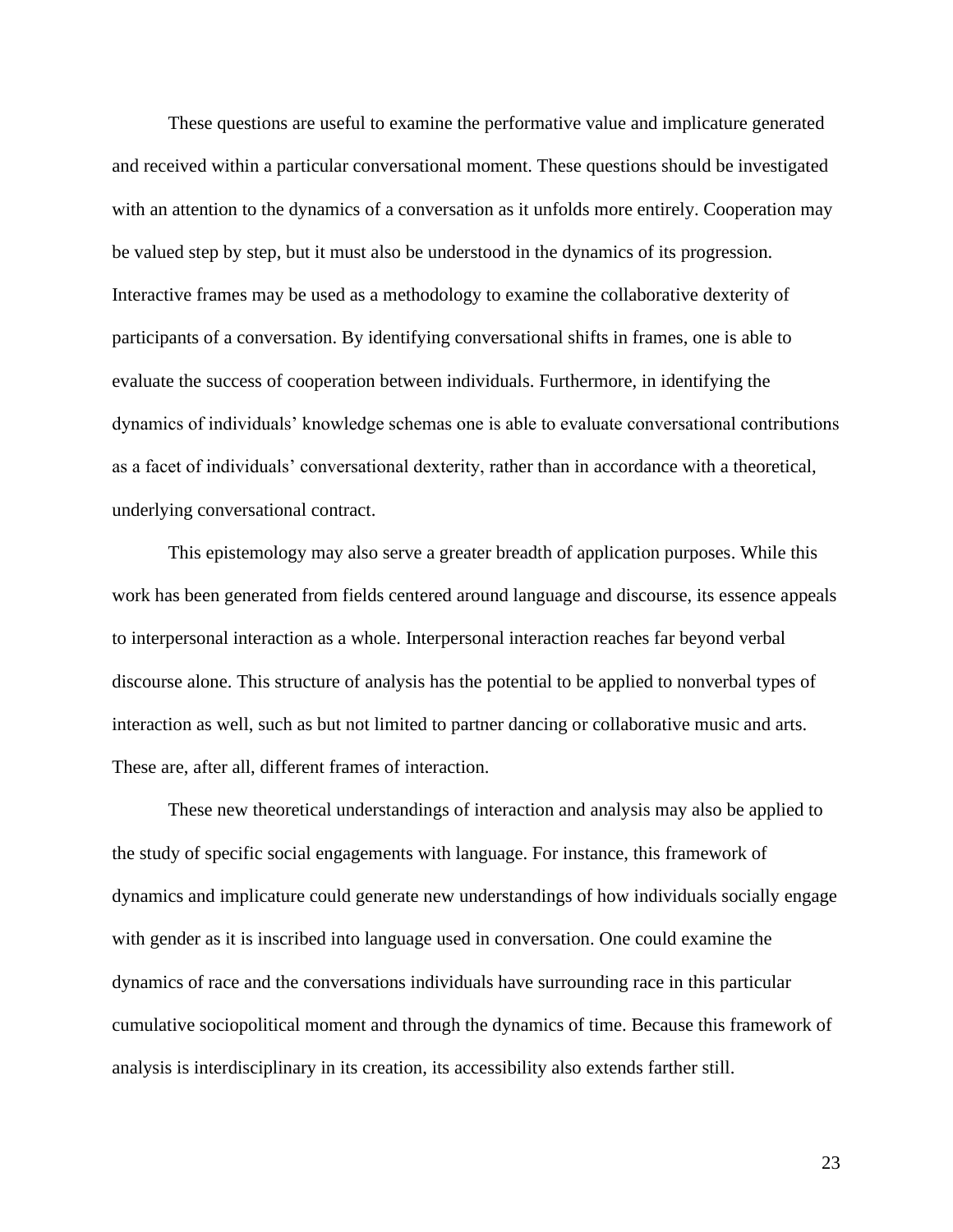These questions are useful to examine the performative value and implicature generated and received within a particular conversational moment. These questions should be investigated with an attention to the dynamics of a conversation as it unfolds more entirely. Cooperation may be valued step by step, but it must also be understood in the dynamics of its progression. Interactive frames may be used as a methodology to examine the collaborative dexterity of participants of a conversation. By identifying conversational shifts in frames, one is able to evaluate the success of cooperation between individuals. Furthermore, in identifying the dynamics of individuals' knowledge schemas one is able to evaluate conversational contributions as a facet of individuals' conversational dexterity, rather than in accordance with a theoretical, underlying conversational contract.

This epistemology may also serve a greater breadth of application purposes. While this work has been generated from fields centered around language and discourse, its essence appeals to interpersonal interaction as a whole. Interpersonal interaction reaches far beyond verbal discourse alone. This structure of analysis has the potential to be applied to nonverbal types of interaction as well, such as but not limited to partner dancing or collaborative music and arts. These are, after all, different frames of interaction.

These new theoretical understandings of interaction and analysis may also be applied to the study of specific social engagements with language. For instance, this framework of dynamics and implicature could generate new understandings of how individuals socially engage with gender as it is inscribed into language used in conversation. One could examine the dynamics of race and the conversations individuals have surrounding race in this particular cumulative sociopolitical moment and through the dynamics of time. Because this framework of analysis is interdisciplinary in its creation, its accessibility also extends farther still.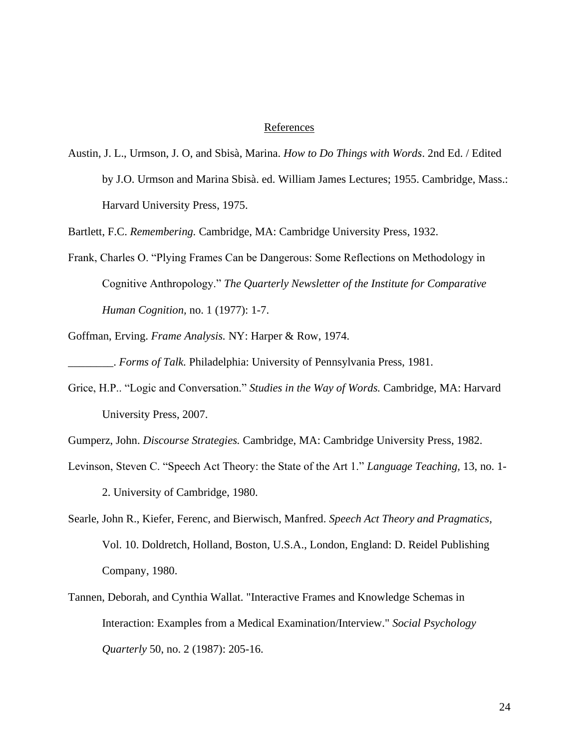# References

Austin, J. L., Urmson, J. O, and Sbisà, Marina. *How to Do Things with Words*. 2nd Ed. / Edited by J.O. Urmson and Marina Sbisà. ed. William James Lectures; 1955. Cambridge, Mass.: Harvard University Press, 1975.

Bartlett, F.C. *Remembering.* Cambridge, MA: Cambridge University Press, 1932.

Frank, Charles O. "Plying Frames Can be Dangerous: Some Reflections on Methodology in Cognitive Anthropology." *The Quarterly Newsletter of the Institute for Comparative Human Cognition*, no. 1 (1977): 1-7.

Goffman, Erving. *Frame Analysis.* NY: Harper & Row, 1974.

________. *Forms of Talk.* Philadelphia: University of Pennsylvania Press, 1981.

Grice, H.P.. "Logic and Conversation." *Studies in the Way of Words.* Cambridge, MA: Harvard University Press, 2007.

Gumperz, John. *Discourse Strategies.* Cambridge, MA: Cambridge University Press, 1982.

Levinson, Steven C. "Speech Act Theory: the State of the Art 1." *Language Teaching*, 13, no. 1-2. University of Cambridge, 1980.

Searle, John R., Kiefer, Ferenc, and Bierwisch, Manfred. *Speech Act Theory and Pragmatics*, Vol. 10. Doldretch, Holland, Boston, U.S.A., London, England: D. Reidel Publishing Company, 1980.

Tannen, Deborah, and Cynthia Wallat. "Interactive Frames and Knowledge Schemas in Interaction: Examples from a Medical Examination/Interview." *Social Psychology Quarterly* 50, no. 2 (1987): 205-16.